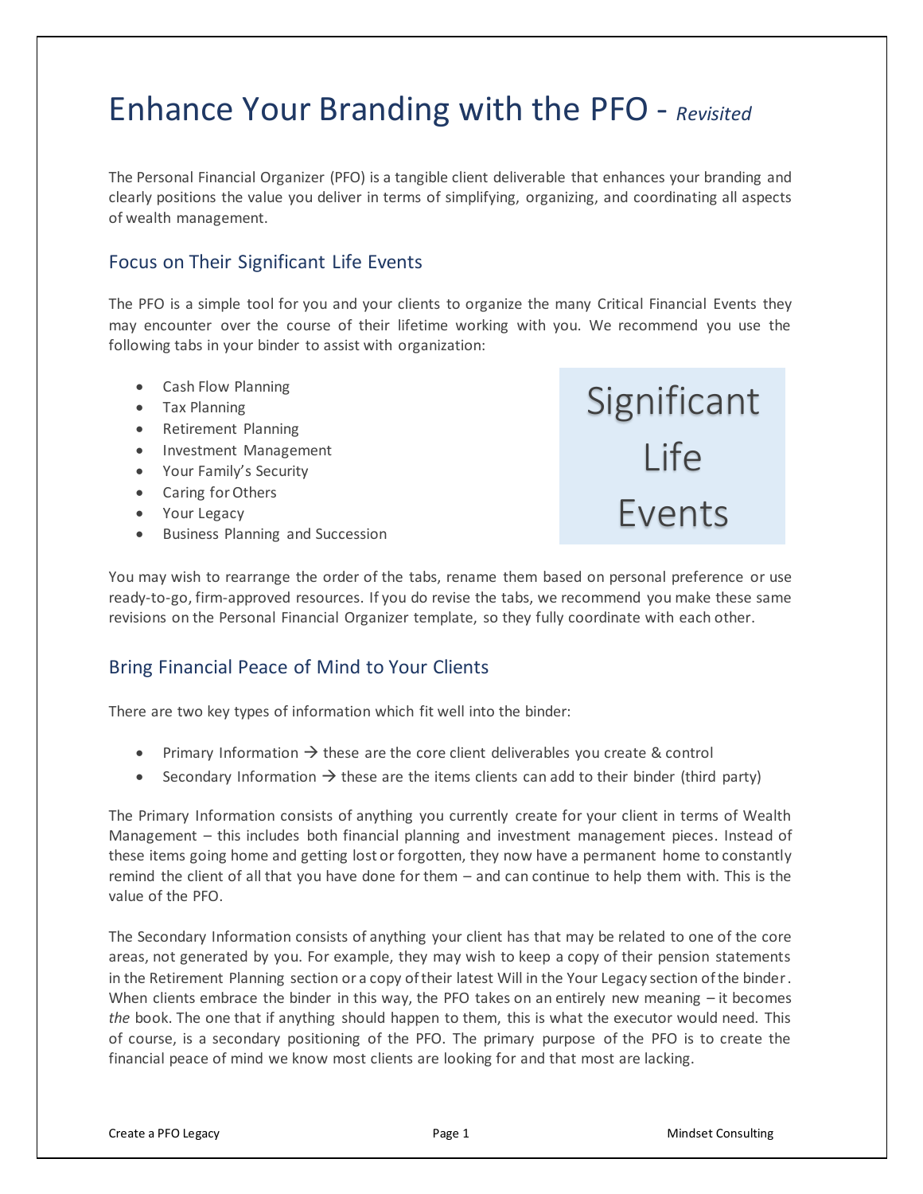# Enhance Your Branding with the PFO - *Revisited*

The Personal Financial Organizer (PFO) is a tangible client deliverable that enhances your branding and clearly positions the value you deliver in terms of simplifying, organizing, and coordinating all aspects of wealth management.

## Focus on Their Significant Life Events

The PFO is a simple tool for you and your clients to organize the many Critical Financial Events they may encounter over the course of their lifetime working with you. We recommend you use the following tabs in your binder to assist with organization:

- Cash Flow Planning
- Tax Planning
- Retirement Planning
- Investment Management
- Your Family's Security
- Caring for Others
- Your Legacy
- Business Planning and Succession

Significant Life Events

You may wish to rearrange the order of the tabs, rename them based on personal preference or use ready-to-go, firm-approved resources. If you do revise the tabs, we recommend you make these same revisions on the Personal Financial Organizer template, so they fully coordinate with each other.

## Bring Financial Peace of Mind to Your Clients

There are two key types of information which fit well into the binder:

- Primary Information → these are the core client deliverables you create & control
- Secondary Information → these are the items clients can add to their binder (third party)

The Primary Information consists of anything you currently create for your client in terms of Wealth Management – this includes both financial planning and investment management pieces. Instead of these items going home and getting lost or forgotten, they now have a permanent home to constantly remind the client of all that you have done for them – and can continue to help them with. This is the value of the PFO.

The Secondary Information consists of anything your client has that may be related to one of the core areas, not generated by you. For example, they may wish to keep a copy of their pension statements in the Retirement Planning section or a copy of their latest Will in the Your Legacy section of the binder. When clients embrace the binder in this way, the PFO takes on an entirely new meaning – it becomes *the* book. The one that if anything should happen to them, this is what the executor would need. This of course, is a secondary positioning of the PFO. The primary purpose of the PFO is to create the financial peace of mind we know most clients are looking for and that most are lacking.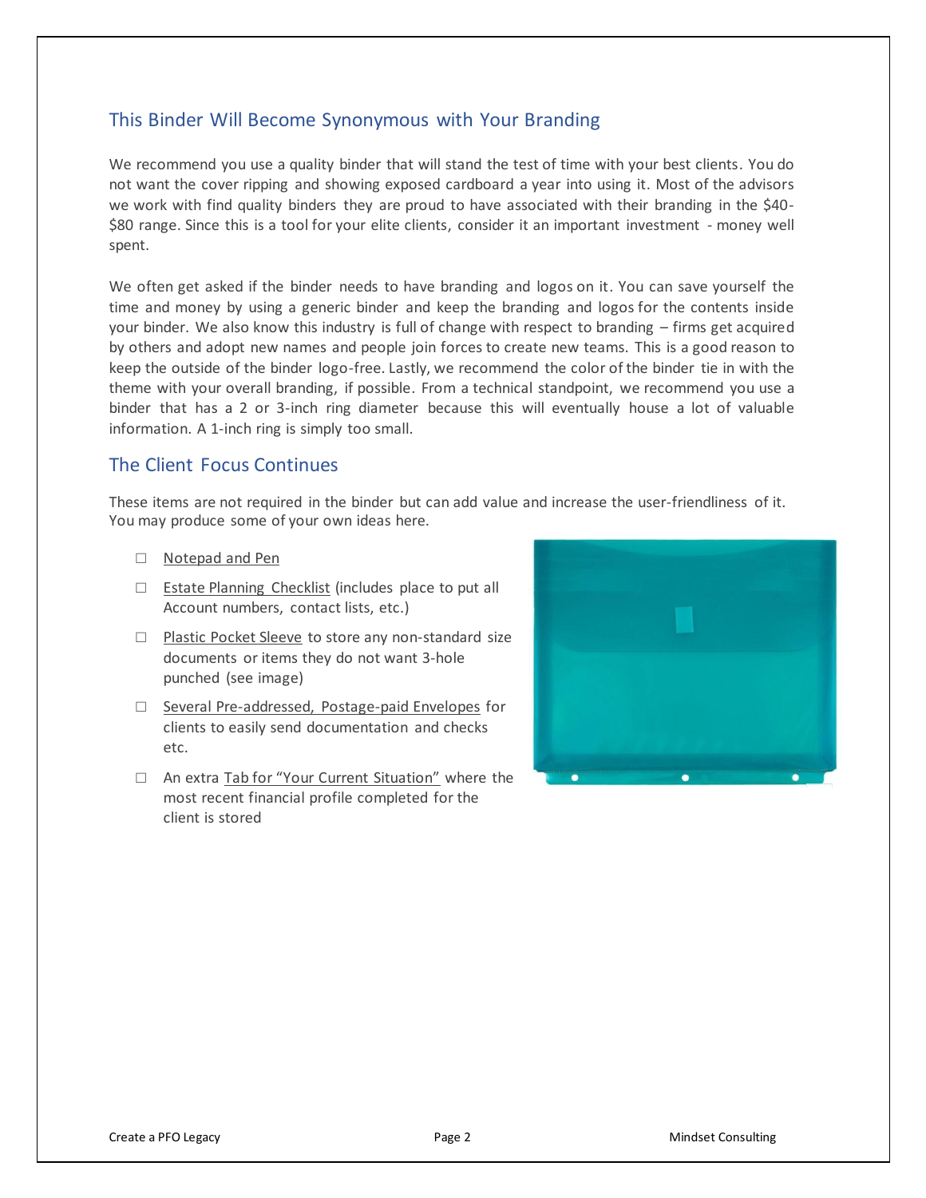## This Binder Will Become Synonymous with Your Branding

We recommend you use a quality binder that will stand the test of time with your best clients. You do not want the cover ripping and showing exposed cardboard a year into using it. Most of the advisors we work with find quality binders they are proud to have associated with their branding in the $40-$80 range. Since this is a tool for your elite clients, consider it an important investment - money well spent.

We often get asked if the binder needs to have branding and logos on it. You can save yourself the time and money by using a generic binder and keep the branding and logos for the contents inside your binder. We also know this industry is full of change with respect to branding – firms get acquired by others and adopt new names and people join forces to create new teams. This is a good reason to keep the outside of the binder logo-free. Lastly, we recommend the color of the binder tie in with the theme with your overall branding, if possible. From a technical standpoint, we recommend you use a binder that has a 2 or 3-inch ring diameter because this will eventually house a lot of valuable information. A 1-inch ring is simply too small.

## The Client Focus Continues

These items are not required in the binder but can add value and increase the user-friendliness of it. You may produce some of your own ideas here.

- ☐ Notepad and Pen
- ☐ Estate Planning Checklist (includes place to put all Account numbers, contact lists, etc.)
- ☐ Plastic Pocket Sleeve to store any non-standard size documents or items they do not want 3-hole punched (see image)
- ☐ Several Pre-addressed, Postage-paid Envelopes for clients to easily send documentation and checks etc.
- ☐ An extra Tab for "Your Current Situation" where the most recent financial profile completed for the client is stored